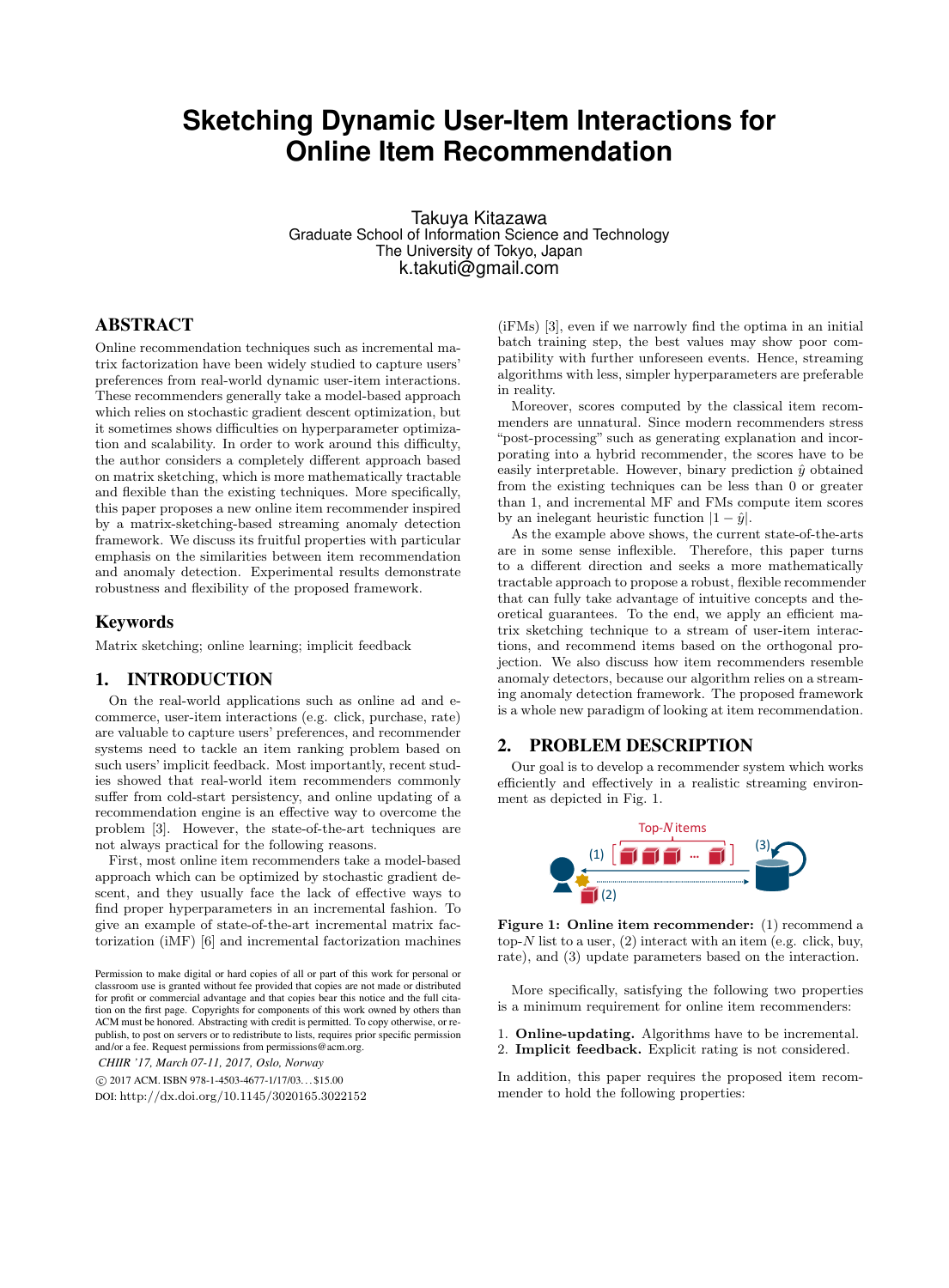# Sketching Dynamic User-Item Interactions for Online Item Recommendation

Takuya Kitazawa
Graduate School of Information Science and Technology
The University of Tokyo, Japan
k.takuti@gmail.com

## ABSTRACT

Online recommendation techniques such as incremental matrix factorization have been widely studied to capture users' preferences from real-world dynamic user-item interactions. These recommenders generally take a model-based approach which relies on stochastic gradient descent optimization, but it sometimes shows difficulties on hyperparameter optimization and scalability. In order to work around this difficulty, the author considers a completely different approach based on matrix sketching, which is more mathematically tractable and flexible than the existing techniques. More specifically, this paper proposes a new online item recommender inspired by a matrix-sketching-based streaming anomaly detection framework. We discuss its fruitful properties with particular emphasis on the similarities between item recommendation and anomaly detection. Experimental results demonstrate robustness and flexibility of the proposed framework.

## Keywords

Matrix sketching; online learning; implicit feedback

## 1. INTRODUCTION

On the real-world applications such as online ad and e-commerce, user-item interactions (e.g. click, purchase, rate) are valuable to capture users' preferences, and recommender systems need to tackle an item ranking problem based on such users' implicit feedback. Most importantly, recent studies showed that real-world item recommenders commonly suffer from cold-start persistency, and online updating of a recommendation engine is an effective way to overcome the problem [3]. However, the state-of-the-art techniques are not always practical for the following reasons.

First, most online item recommenders take a model-based approach which can be optimized by stochastic gradient descent, and they usually face the lack of effective ways to find proper hyperparameters in an incremental fashion. To give an example of state-of-the-art incremental matrix factorization (iMF) [6] and incremental factorization machines (iFMs) [3], even if we narrowly find the optima in an initial batch training step, the best values may show poor compatibility with further unforeseen events. Hence, streaming algorithms with less, simpler hyperparameters are preferable in reality.

Moreover, scores computed by the classical item recommenders are unnatural. Since modern recommenders stress "post-processing" such as generating explanation and incorporating into a hybrid recommender, the scores have to be easily interpretable. However, binary prediction $\hat{y}$ obtained from the existing techniques can be less than 0 or greater than 1, and incremental MF and FMs compute item scores by an inelegant heuristic function $|1 - \hat{y}|$.

As the example above shows, the current state-of-the-arts are in some sense inflexible. Therefore, this paper turns to a different direction and seeks a more mathematically tractable approach to propose a robust, flexible recommender that can fully take advantage of intuitive concepts and theoretical guarantees. To the end, we apply an efficient matrix sketching technique to a stream of user-item interactions, and recommend items based on the orthogonal projection. We also discuss how item recommenders resemble anomaly detectors, because our algorithm relies on a streaming anomaly detection framework. The proposed framework is a whole new paradigm of looking at item recommendation.

## 2. PROBLEM DESCRIPTION

Our goal is to develop a recommender system which works efficiently and effectively in a realistic streaming environment as depicted in Fig. 1.

**Figure 1: Online item recommender:** (1) recommend a top-$N$ list to a user, (2) interact with an item (e.g. click, buy, rate), and (3) update parameters based on the interaction.

More specifically, satisfying the following two properties is a minimum requirement for online item recommenders:

1. **Online-updating.** Algorithms have to be incremental.
2. **Implicit feedback.** Explicit rating is not considered.

In addition, this paper requires the proposed item recommender to hold the following properties:

Permission to make digital or hard copies of all or part of this work for personal or classroom use is granted without fee provided that copies are not made or distributed for profit or commercial advantage and that copies bear this notice and the full citation on the first page. Copyrights for components of this work owned by others than ACM must be honored. Abstracting with credit is permitted. To copy otherwise, or republish, to post on servers or to redistribute to lists, requires prior specific permission and/or a fee. Request permissions from permissions@acm.org.

*CHIIR '17, March 07-11, 2017, Oslo, Norway*
© 2017 ACM. ISBN 978-1-4503-4677-1/17/03...$15.00
DOI: http://dx.doi.org/10.1145/3020165.3022152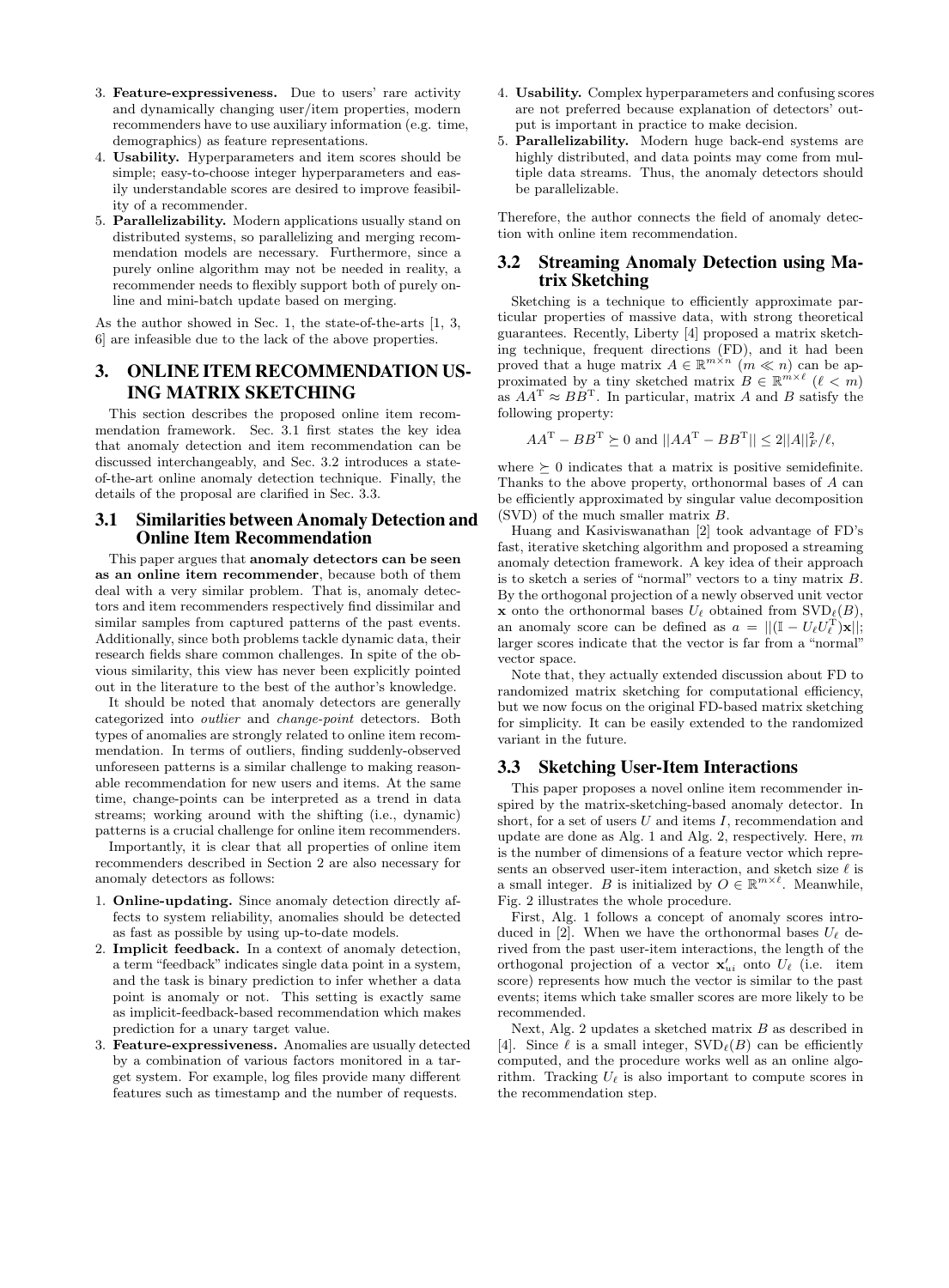3. **Feature-expressiveness.** Due to users' rare activity and dynamically changing user/item properties, modern recommenders have to use auxiliary information (e.g. time, demographics) as feature representations.
4. **Usability.** Hyperparameters and item scores should be simple; easy-to-choose integer hyperparameters and easily understandable scores are desired to improve feasibility of a recommender.
5. **Parallelizability.** Modern applications usually stand on distributed systems, so parallelizing and merging recommendation models are necessary. Furthermore, since a purely online algorithm may not be needed in reality, a recommender needs to flexibly support both of purely online and mini-batch update based on merging.

As the author showed in Sec. 1, the state-of-the-arts [1, 3, 6] are infeasible due to the lack of the above properties.

# 3. ONLINE ITEM RECOMMENDATION USING MATRIX SKETCHING

This section describes the proposed online item recommendation framework. Sec. 3.1 first states the key idea that anomaly detection and item recommendation can be discussed interchangeably, and Sec. 3.2 introduces a state-of-the-art online anomaly detection technique. Finally, the details of the proposal are clarified in Sec. 3.3.

## 3.1 Similarities between Anomaly Detection and Online Item Recommendation

This paper argues that **anomaly detectors can be seen as an online item recommender**, because both of them deal with a very similar problem. That is, anomaly detectors and item recommenders respectively find dissimilar and similar samples from captured patterns of the past events. Additionally, since both problems tackle dynamic data, their research fields share common challenges. In spite of the obvious similarity, this view has never been explicitly pointed out in the literature to the best of the author's knowledge.

It should be noted that anomaly detectors are generally categorized into *outlier* and *change-point* detectors. Both types of anomalies are strongly related to online item recommendation. In terms of outliers, finding suddenly-observed unforeseen patterns is a similar challenge to making reasonable recommendation for new users and items. At the same time, change-points can be interpreted as a trend in data streams; working around with the shifting (i.e., dynamic) patterns is a crucial challenge for online item recommenders.

Importantly, it is clear that all properties of online item recommenders described in Section 2 are also necessary for anomaly detectors as follows:

1. **Online-updating.** Since anomaly detection directly affects to system reliability, anomalies should be detected as fast as possible by using up-to-date models.
2. **Implicit feedback.** In a context of anomaly detection, a term "feedback" indicates single data point in a system, and the task is binary prediction to infer whether a data point is anomaly or not. This setting is exactly same as implicit-feedback-based recommendation which makes prediction for a unary target value.
3. **Feature-expressiveness.** Anomalies are usually detected by a combination of various factors monitored in a target system. For example, log files provide many different features such as timestamp and the number of requests.
4. **Usability.** Complex hyperparameters and confusing scores are not preferred because explanation of detectors' output is important in practice to make decision.
5. **Parallelizability.** Modern huge back-end systems are highly distributed, and data points may come from multiple data streams. Thus, the anomaly detectors should be parallelizable.

Therefore, the author connects the field of anomaly detection with online item recommendation.

## 3.2 Streaming Anomaly Detection using Matrix Sketching

Sketching is a technique to efficiently approximate particular properties of massive data, with strong theoretical guarantees. Recently, Liberty [4] proposed a matrix sketching technique, frequent directions (FD), and it had been proved that a huge matrix $A \in \mathbb{R}^{m \times n}$ $(m \ll n)$ can be approximated by a tiny sketched matrix $B \in \mathbb{R}^{m \times \ell}$ $(\ell < m)$ as $AA^{\mathrm{T}} \approx BB^{\mathrm{T}}$. In particular, matrix $A$ and $B$ satisfy the following property:

$$AA^{\mathrm{T}} - BB^{\mathrm{T}} \succeq 0 \text{ and } \|AA^{\mathrm{T}} - BB^{\mathrm{T}}\| \leq 2\|A\|_F^2/\ell,$$

where $\succeq 0$ indicates that a matrix is positive semidefinite. Thanks to the above property, orthonormal bases of $A$ can be efficiently approximated by singular value decomposition (SVD) of the much smaller matrix $B$.

Huang and Kasiviswanathan [2] took advantage of FD's fast, iterative sketching algorithm and proposed a streaming anomaly detection framework. A key idea of their approach is to sketch a series of "normal" vectors to a tiny matrix $B$. By the orthogonal projection of a newly observed unit vector $\mathbf{x}$ onto the orthonormal bases $U_\ell$ obtained from $\mathrm{SVD}_\ell(B)$, an anomaly score can be defined as $a = \|(\mathbb{I} - U_\ell U_\ell^{\mathrm{T}})\mathbf{x}\|$; larger scores indicate that the vector is far from a "normal" vector space.

Note that, they actually extended discussion about FD to randomized matrix sketching for computational efficiency, but we now focus on the original FD-based matrix sketching for simplicity. It can be easily extended to the randomized variant in the future.

## 3.3 Sketching User-Item Interactions

This paper proposes a novel online item recommender inspired by the matrix-sketching-based anomaly detector. In short, for a set of users $U$ and items $I$, recommendation and update are done as Alg. 1 and Alg. 2, respectively. Here, $m$ is the number of dimensions of a feature vector which represents an observed user-item interaction, and sketch size $\ell$ is a small integer. $B$ is initialized by $O \in \mathbb{R}^{m \times \ell}$. Meanwhile, Fig. 2 illustrates the whole procedure.

First, Alg. 1 follows a concept of anomaly scores introduced in [2]. When we have the orthonormal bases $U_\ell$ derived from the past user-item interactions, the length of the orthogonal projection of a vector $\mathbf{x}'_{ui}$ onto $U_\ell$ (i.e. item score) represents how much the vector is similar to the past events; items which take smaller scores are more likely to be recommended.

Next, Alg. 2 updates a sketched matrix $B$ as described in [4]. Since $\ell$ is a small integer, $\mathrm{SVD}_\ell(B)$ can be efficiently computed, and the procedure works well as an online algorithm. Tracking $U_\ell$ is also important to compute scores in the recommendation step.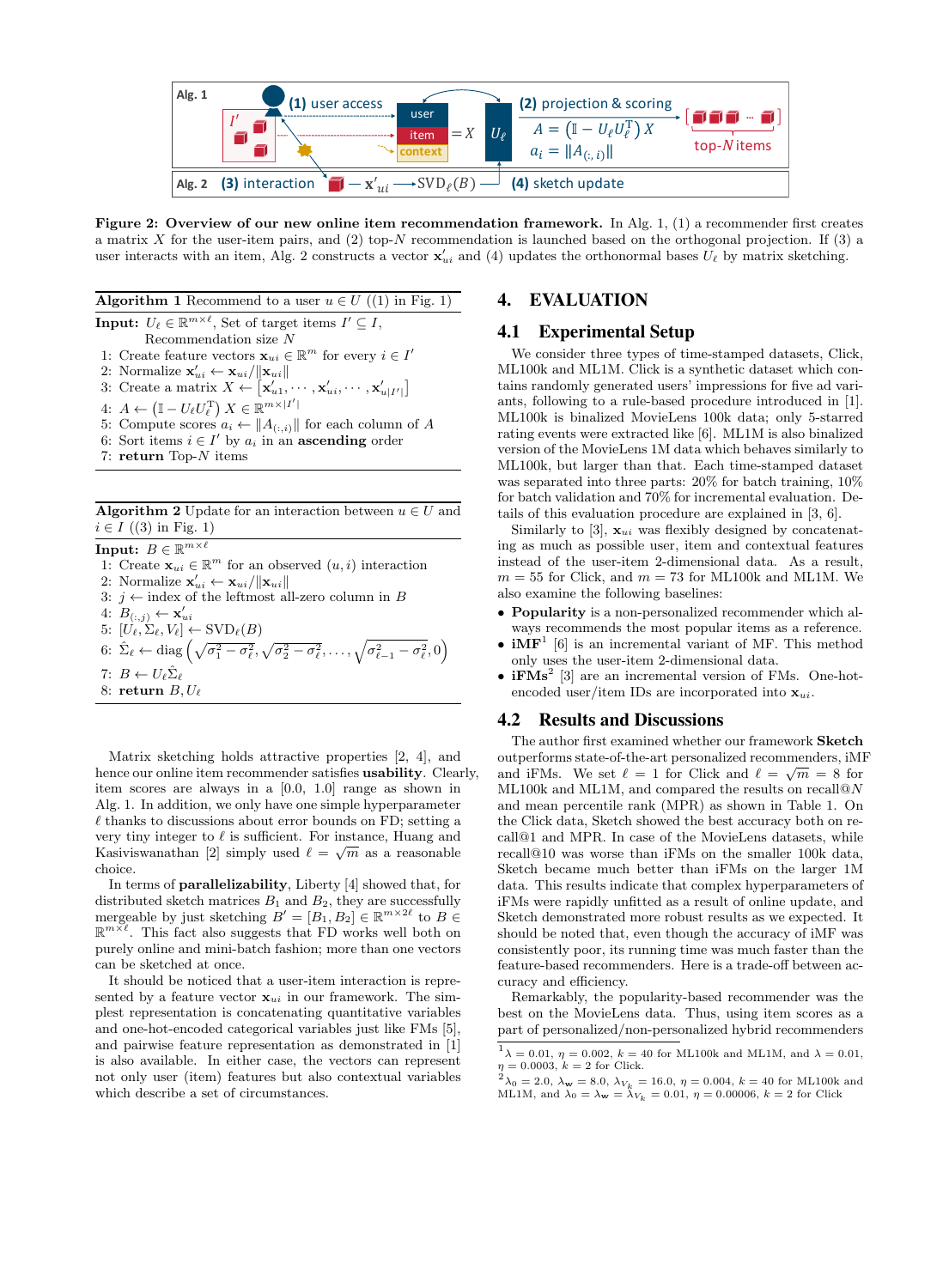Figure 2: **Overview of our new online item recommendation framework.** In Alg. 1, (1) a recommender first creates a matrix $X$ for the user-item pairs, and (2) top-$N$ recommendation is launched based on the orthogonal projection. If (3) a user interacts with an item, Alg. 2 constructs a vector $\mathbf{x}'_{ui}$ and (4) updates the orthonormal bases $U_\ell$ by matrix sketching.

**Algorithm 1** Recommend to a user $u \in U$ ((1) in Fig. 1)

**Input:** $U_\ell \in \mathbb{R}^{m \times \ell}$, Set of target items $I' \subseteq I$, Recommendation size $N$

1: Create feature vectors $\mathbf{x}_{ui} \in \mathbb{R}^m$ for every $i \in I'$
2: Normalize $\mathbf{x}'_{ui} \leftarrow \mathbf{x}_{ui} / \|\mathbf{x}_{ui}\|$
3: Create a matrix $X \leftarrow [\mathbf{x}'_{u1}, \cdots, \mathbf{x}'_{ui}, \cdots, \mathbf{x}'_{u|I'|}]$
4: $A \leftarrow (\mathbb{I} - U_\ell U_\ell^{\mathrm{T}}) X \in \mathbb{R}^{m \times |I'|}$
5: Compute scores $a_i \leftarrow \|A_{(:,i)}\|$ for each column of $A$
6: Sort items $i \in I'$ by $a_i$ in an **ascending** order
7: **return** Top-$N$ items

**Algorithm 2** Update for an interaction between $u \in U$ and $i \in I$ ((3) in Fig. 1)

**Input:** $B \in \mathbb{R}^{m \times \ell}$

1: Create $\mathbf{x}_{ui} \in \mathbb{R}^m$ for an observed $(u, i)$ interaction
2: Normalize $\mathbf{x}'_{ui} \leftarrow \mathbf{x}_{ui} / \|\mathbf{x}_{ui}\|$
3: $j \leftarrow$ index of the leftmost all-zero column in $B$
4: $B_{(:,j)} \leftarrow \mathbf{x}'_{ui}$
5: $[U_\ell, \Sigma_\ell, V_\ell] \leftarrow \mathrm{SVD}_\ell(B)$
6: $\hat{\Sigma}_\ell \leftarrow \mathrm{diag}\left(\sqrt{\sigma_1^2 - \sigma_\ell^2}, \sqrt{\sigma_2^2 - \sigma_\ell^2}, \ldots, \sqrt{\sigma_{\ell-1}^2 - \sigma_\ell^2}, 0\right)$
7: $B \leftarrow U_\ell \hat{\Sigma}_\ell$
8: **return** $B, U_\ell$

Matrix sketching holds attractive properties [2, 4], and hence our online item recommender satisfies **usability**. Clearly, item scores are always in a [0.0, 1.0] range as shown in Alg. 1. In addition, we only have one simple hyperparameter $\ell$ thanks to discussions about error bounds on FD; setting a very tiny integer to $\ell$ is sufficient. For instance, Huang and Kasiviswanathan [2] simply used $\ell = \sqrt{m}$ as a reasonable choice.

In terms of **parallelizability**, Liberty [4] showed that, for distributed sketch matrices $B_1$ and $B_2$, they are successfully mergeable by just sketching $B' = [B_1, B_2] \in \mathbb{R}^{m \times 2\ell}$ to $B \in \mathbb{R}^{m \times \ell}$. This fact also suggests that FD works well both on purely online and mini-batch fashion; more than one vectors can be sketched at once.

It should be noticed that a user-item interaction is represented by a feature vector $\mathbf{x}_{ui}$ in our framework. The simplest representation is concatenating quantitative variables and one-hot-encoded categorical variables just like FMs [5], and pairwise feature representation as demonstrated in [1] is also available. In either case, the vectors can represent not only user (item) features but also contextual variables which describe a set of circumstances.

# 4. EVALUATION

## 4.1 Experimental Setup

We consider three types of time-stamped datasets, Click, ML100k and ML1M. Click is a synthetic dataset which contains randomly generated users' impressions for five ad variants, following to a rule-based procedure introduced in [1]. ML100k is binalized MovieLens 100k data; only 5-starred rating events were extracted like [6]. ML1M is also binalized version of the MovieLens 1M data which behaves similarly to ML100k, but larger than that. Each time-stamped dataset was separated into three parts: 20% for batch training, 10% for batch validation and 70% for incremental evaluation. Details of this evaluation procedure are explained in [3, 6].

Similarly to [3], $\mathbf{x}_{ui}$ was flexibly designed by concatenating as much as possible user, item and contextual features instead of the user-item 2-dimensional data. As a result, $m = 55$ for Click, and $m = 73$ for ML100k and ML1M. We also examine the following baselines:

- **Popularity** is a non-personalized recommender which always recommends the most popular items as a reference.
- **iMF**[1] [6] is an incremental variant of MF. This method only uses the user-item 2-dimensional data.
- **iFMs**[2] [3] are an incremental version of FMs. One-hot-encoded user/item IDs are incorporated into $\mathbf{x}_{ui}$.

## 4.2 Results and Discussions

The author first examined whether our framework **Sketch** outperforms state-of-the-art personalized recommenders, iMF and iFMs. We set $\ell = 1$ for Click and $\ell = \sqrt{m} = 8$ for ML100k and ML1M, and compared the results on recall@$N$ and mean percentile rank (MPR) as shown in Table 1. On the Click data, Sketch showed the best accuracy both on recall@1 and MPR. In case of the MovieLens datasets, while recall@10 was worse than iFMs on the smaller 100k data, Sketch became much better than iFMs on the larger 1M data. This results indicate that complex hyperparameters of iFMs were rapidly unfitted as a result of online update, and Sketch demonstrated more robust results as we expected. It should be noted that, even though the accuracy of iMF was consistently poor, its running time was much faster than the feature-based recommenders. Here is a trade-off between accuracy and efficiency.

Remarkably, the popularity-based recommender was the best on the MovieLens data. Thus, using item scores as a part of personalized/non-personalized hybrid recommenders

[1] $\lambda = 0.01$, $\eta = 0.002$, $k = 40$ for ML100k and ML1M, and $\lambda = 0.01$, $\eta = 0.0003$, $k = 2$ for Click.

[2] $\lambda_0 = 2.0$, $\lambda_{\mathbf{w}} = 8.0$, $\lambda_{V_k} = 16.0$, $\eta = 0.004$, $k = 40$ for ML100k and ML1M, and $\lambda_0 = \lambda_{\mathbf{w}} = \lambda_{V_k} = 0.01$, $\eta = 0.00006$, $k = 2$ for Click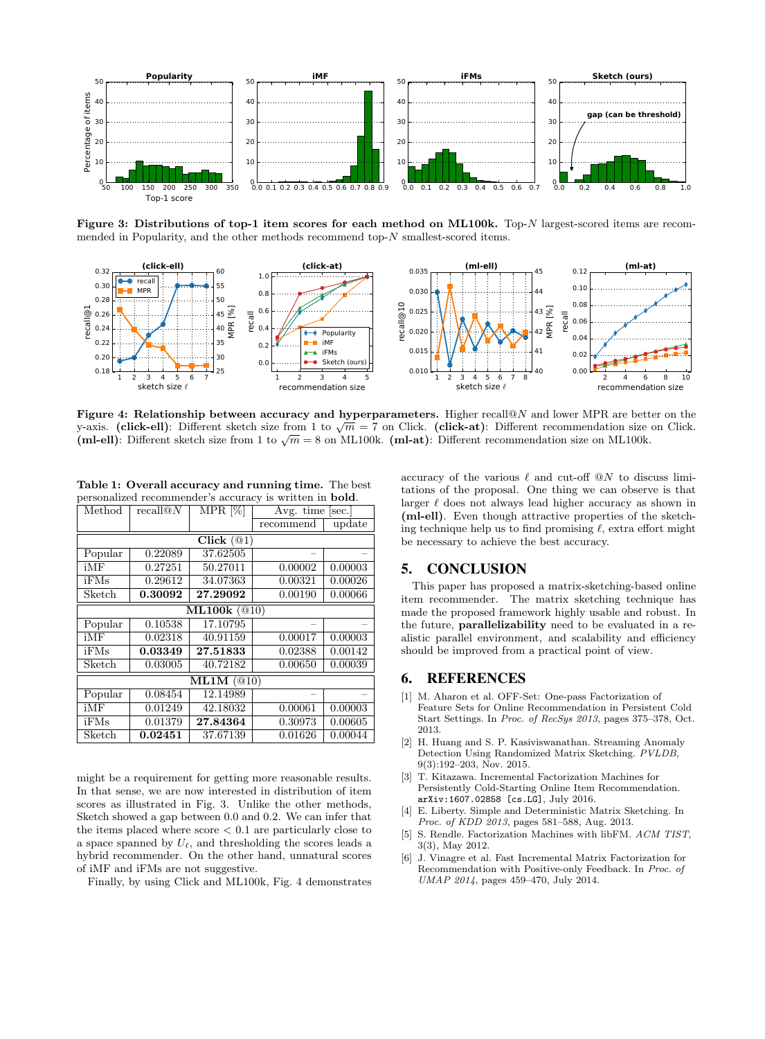Popularity

50 40 30 20 10 0

Percentage of items

50 100 150 200 250 300 350

Top-1 score

iMF

0.0 0.1 0.2 0.3 0.4 0.5 0.6 0.7 0.8 0.9

iFMs

0.0 0.1 0.2 0.3 0.4 0.5 0.6 0.7

Sketch (ours)

gap (can be threshold)

0.0 0.2 0.4 0.6 0.8 1.0

**Figure 3: Distributions of top-1 item scores for each method on ML100k.** Top-$N$ largest-scored items are recommended in Popularity, and the other methods recommend top-$N$ smallest-scored items.

(click-ell)

recall@1

MPR [%]

recall

MPR

sketch size $\ell$

(click-at)

recall

Popularity

iMF

iFMs

Sketch (ours)

recommendation size

(ml-ell)

recall@10

MPR [%]

sketch size $\ell$

(ml-at)

recall

recommendation size

**Figure 4: Relationship between accuracy and hyperparameters.** Higher recall@$N$ and lower MPR are better on the y-axis. **(click-ell)**: Different sketch size from 1 to $\sqrt{m} = 7$ on Click. **(click-at)**: Different recommendation size on Click. **(ml-ell)**: Different sketch size from 1 to $\sqrt{m} = 8$ on ML100k. **(ml-at)**: Different recommendation size on ML100k.

**Table 1: Overall accuracy and running time.** The best personalized recommender's accuracy is written in **bold**.

| Method | recall@$N$ | MPR [%] | Avg. time [sec.] | |
|---|---|---|---|---|
| | | | recommend | update |
| **Click** (@1) | | | | |
| Popular | 0.22089 | 37.62505 | – | – |
| iMF | 0.27251 | 50.27011 | 0.00002 | 0.00003 |
| iFMs | 0.29612 | 34.07363 | 0.00321 | 0.00026 |
| Sketch | **0.30092** | **27.29092** | 0.00190 | 0.00066 |
| **ML100k** (@10) | | | | |
| Popular | 0.10538 | 17.10795 | – | – |
| iMF | 0.02318 | 40.91159 | 0.00017 | 0.00003 |
| iFMs | **0.03349** | **27.51833** | 0.02388 | 0.00142 |
| Sketch | 0.03005 | 40.72182 | 0.00650 | 0.00039 |
| **ML1M** (@10) | | | | |
| Popular | 0.08454 | 12.14989 | – | – |
| iMF | 0.01249 | 42.18032 | 0.00061 | 0.00003 |
| iFMs | 0.01379 | **27.84364** | 0.30973 | 0.00605 |
| Sketch | **0.02451** | 37.67139 | 0.01626 | 0.00044 |

might be a requirement for getting more reasonable results. In that sense, we are now interested in distribution of item scores as illustrated in Fig. 3. Unlike the other methods, Sketch showed a gap between 0.0 and 0.2. We can infer that the items placed where score $< 0.1$ are particularly close to a space spanned by $U_\ell$, and thresholding the scores leads a hybrid recommender. On the other hand, unnatural scores of iMF and iFMs are not suggestive.

Finally, by using Click and ML100k, Fig. 4 demonstrates accuracy of the various $\ell$ and cut-off @$N$ to discuss limitations of the proposal. One thing we can observe is that larger $\ell$ does not always lead higher accuracy as shown in **(ml-ell)**. Even though attractive properties of the sketching technique help us to find promising $\ell$, extra effort might be necessary to achieve the best accuracy.

## 5. CONCLUSION

This paper has proposed a matrix-sketching-based online item recommender. The matrix sketching technique has made the proposed framework highly usable and robust. In the future, **parallelizability** need to be evaluated in a realistic parallel environment, and scalability and efficiency should be improved from a practical point of view.

## 6. REFERENCES

[1] M. Aharon et al. OFF-Set: One-pass Factorization of Feature Sets for Online Recommendation in Persistent Cold Start Settings. In *Proc. of RecSys 2013*, pages 375–378, Oct. 2013.

[2] H. Huang and S. P. Kasiviswanathan. Streaming Anomaly Detection Using Randomized Matrix Sketching. *PVLDB*, 9(3):192–203, Nov. 2015.

[3] T. Kitazawa. Incremental Factorization Machines for Persistently Cold-Starting Online Item Recommendation. `arXiv:1607.02858 [cs.LG]`, July 2016.

[4] E. Liberty. Simple and Deterministic Matrix Sketching. In *Proc. of KDD 2013*, pages 581–588, Aug. 2013.

[5] S. Rendle. Factorization Machines with libFM. *ACM TIST*, 3(3), May 2012.

[6] J. Vinagre et al. Fast Incremental Matrix Factorization for Recommendation with Positive-only Feedback. In *Proc. of UMAP 2014*, pages 459–470, July 2014.